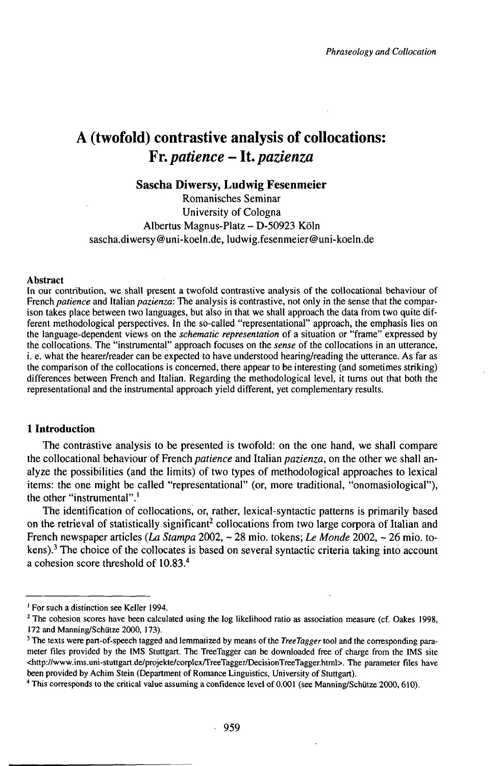# A (twofold) contrastive analysis of collocations: Fr. *patience* – It. *pazienza*

**Sascha Diwersy, Ludwig Fesenmeier**

Romanisches Seminar
University of Cologna
Albertus Magnus-Platz – D-50923 Köln
sascha.diwersy@uni-koeln.de, ludwig.fesenmeier@uni-koeln.de

#### Abstract

In our contribution, we shall present a twofold contrastive analysis of the collocational behaviour of French *patience* and Italian *pazienza*: The analysis is contrastive, not only in the sense that the comparison takes place between two languages, but also in that we shall approach the data from two quite different methodological perspectives. In the so-called "representational" approach, the emphasis lies on the language-dependent views on the *schematic representation* of a situation or "frame" expressed by the collocations. The "instrumental" approach focuses on the *sense* of the collocations in an utterance, i. e. what the hearer/reader can be expected to have understood hearing/reading the utterance. As far as the comparison of the collocations is concerned, there appear to be interesting (and sometimes striking) differences between French and Italian. Regarding the methodological level, it turns out that both the representational and the instrumental approach yield different, yet complementary results.

## 1 Introduction

The contrastive analysis to be presented is twofold: on the one hand, we shall compare the collocational behaviour of French *patience* and Italian *pazienza*, on the other we shall analyze the possibilities (and the limits) of two types of methodological approaches to lexical items: the one might be called "representational" (or, more traditional, "onomasiological"), the other "instrumental".[1]

The identification of collocations, or, rather, lexical-syntactic patterns is primarily based on the retrieval of statistically significant[2] collocations from two large corpora of Italian and French newspaper articles (*La Stampa* 2002, ~ 28 mio. tokens; *Le Monde* 2002, ~ 26 mio. tokens).[3] The choice of the collocates is based on several syntactic criteria taking into account a cohesion score threshold of 10.83.[4]

---

[1] For such a distinction see Keller 1994.

[2] The cohesion scores have been calculated using the log likelihood ratio as association measure (cf. Oakes 1998, 172 and Manning/Schütze 2000, 173).

[3] The texts were part-of-speech tagged and lemmatized by means of the *TreeTagger* tool and the corresponding parameter files provided by the IMS Stuttgart. The TreeTagger can be downloaded free of charge from the IMS site <http://www.ims.uni-stuttgart.de/projekte/corplex/TreeTagger/DecisionTreeTagger.html>. The parameter files have been provided by Achim Stein (Department of Romance Linguistics, University of Stuttgart).

[4] This corresponds to the critical value assuming a confidence level of 0.001 (see Manning/Schütze 2000, 610).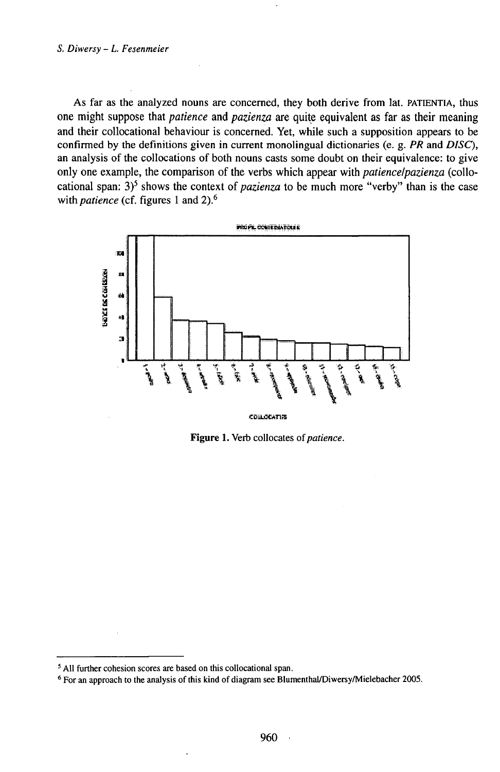As far as the analyzed nouns are concerned, they both derive from lat. PATIENTIA, thus one might suppose that *patience* and *pazienza* are quite equivalent as far as their meaning and their collocational behaviour is concerned. Yet, while such a supposition appears to be confirmed by the definitions given in current monolingual dictionaries (e. g. *PR* and *DISC*), an analysis of the collocations of both nouns casts some doubt on their equivalence: to give only one example, the comparison of the verbs which appear with *patience/pazienza* (collocational span: 3)[5] shows the context of *pazienza* to be much more "verby" than is the case with *patience* (cf. figures 1 and 2).[6]

**Figure 1.** Verb collocates of *patience*.

---

[5] All further cohesion scores are based on this collocational span.

[6] For an approach to the analysis of this kind of diagram see Blumenthal/Diwersy/Mielebacher 2005.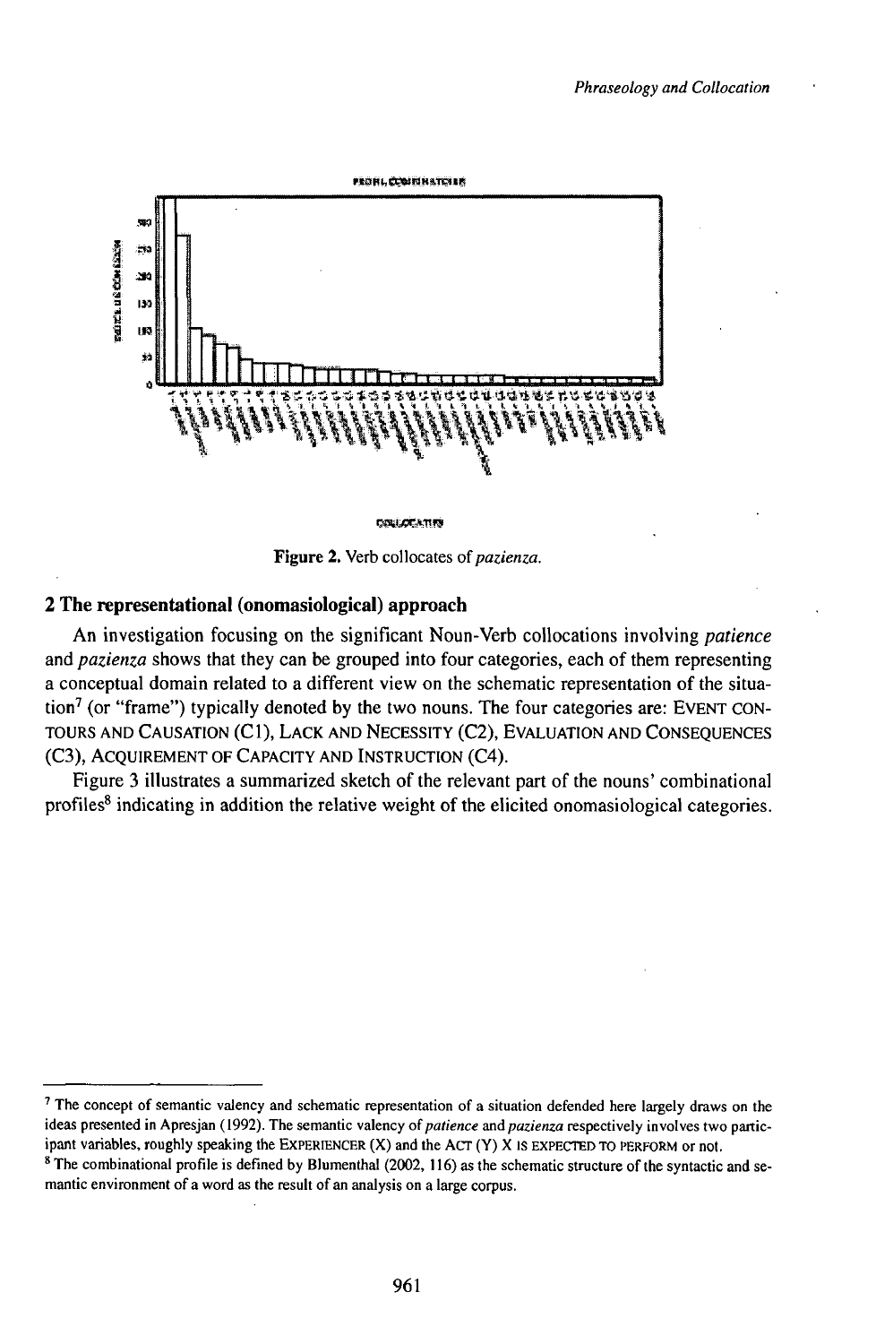Figure 2. Verb collocates of *pazienza*.

## 2 The representational (onomasiological) approach

An investigation focusing on the significant Noun-Verb collocations involving *patience* and *pazienza* shows that they can be grouped into four categories, each of them representing a conceptual domain related to a different view on the schematic representation of the situation[7] (or "frame") typically denoted by the two nouns. The four categories are: EVENT CONTOURS AND CAUSATION (C1), LACK AND NECESSITY (C2), EVALUATION AND CONSEQUENCES (C3), ACQUIREMENT OF CAPACITY AND INSTRUCTION (C4).

Figure 3 illustrates a summarized sketch of the relevant part of the nouns' combinational profiles[8] indicating in addition the relative weight of the elicited onomasiological categories.

---

[7] The concept of semantic valency and schematic representation of a situation defended here largely draws on the ideas presented in Apresjan (1992). The semantic valency of *patience* and *pazienza* respectively involves two participant variables, roughly speaking the EXPERIENCER (X) and the ACT (Y) X IS EXPECTED TO PERFORM or not.

[8] The combinational profile is defined by Blumenthal (2002, 116) as the schematic structure of the syntactic and semantic environment of a word as the result of an analysis on a large corpus.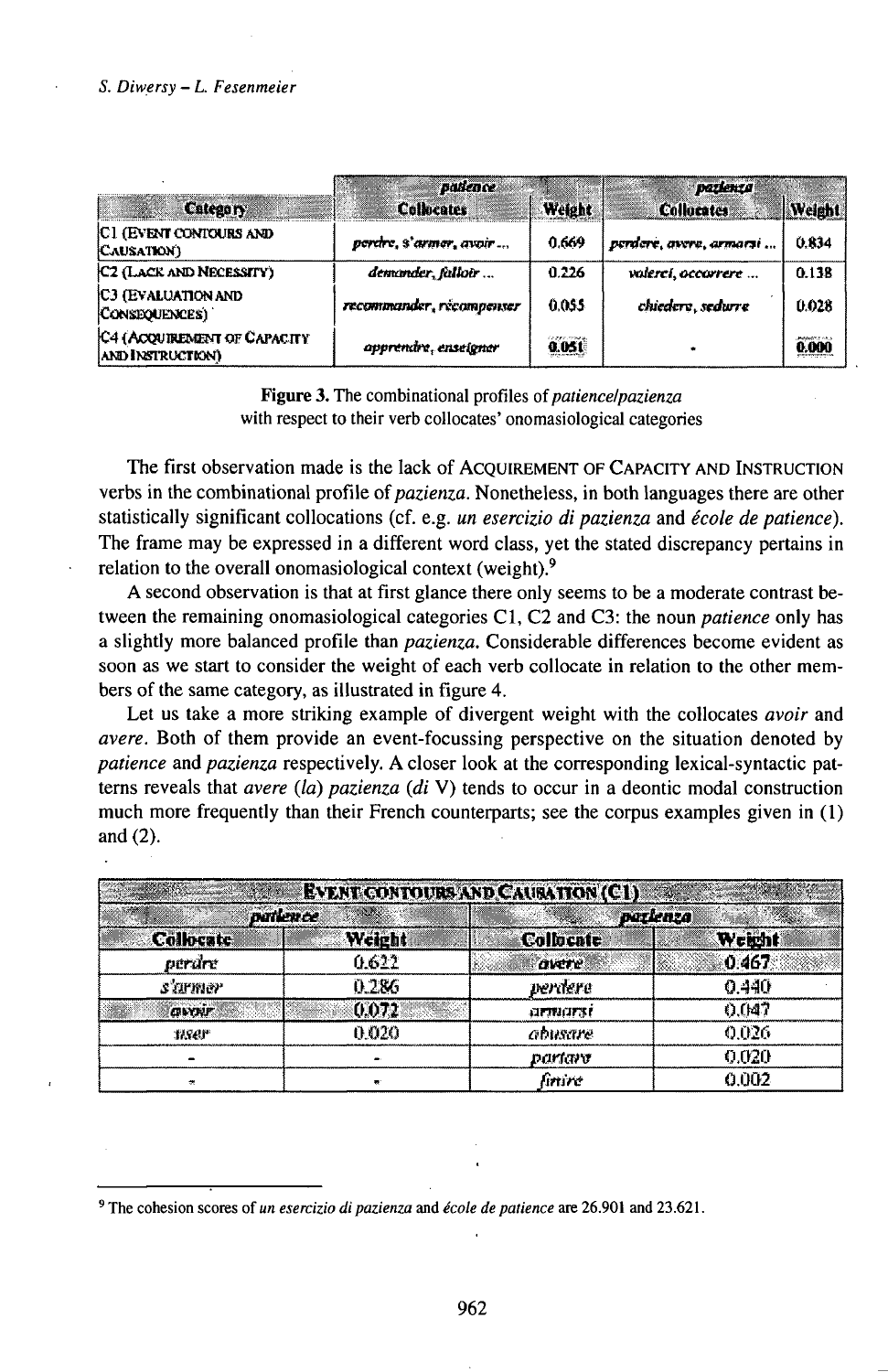| Category | *patience* Collocates | Weight | *pazienza* Collocates | Weight |
|---|---|---|---|---|
| C1 (Event Contours and Causation) | *perdre, s'armer, avoir ...* | 0.669 | *perdere, avere, armarsi ...* | 0.834 |
| C2 (Lack and Necessity) | *demander, falloir ...* | 0.226 | *volerci, occorrere ...* | 0.138 |
| C3 (Evaluation and Consequences) | *recommander, récompenser* | 0.055 | *chiedere, sedurre* | 0.028 |
| C4 (Acquirement of Capacity and Instruction) | *apprendre, enseigner* | 0.051 | - | 0.000 |

**Figure 3.** The combinational profiles of *patience*/*pazienza* with respect to their verb collocates' onomasiological categories

The first observation made is the lack of Acquirement of Capacity and Instruction verbs in the combinational profile of *pazienza*. Nonetheless, in both languages there are other statistically significant collocations (cf. e.g. *un esercizio di pazienza* and *école de patience*). The frame may be expressed in a different word class, yet the stated discrepancy pertains in relation to the overall onomasiological context (weight).[9]

A second observation is that at first glance there only seems to be a moderate contrast between the remaining onomasiological categories C1, C2 and C3: the noun *patience* only has a slightly more balanced profile than *pazienza*. Considerable differences become evident as soon as we start to consider the weight of each verb collocate in relation to the other members of the same category, as illustrated in figure 4.

Let us take a more striking example of divergent weight with the collocates *avoir* and *avere*. Both of them provide an event-focussing perspective on the situation denoted by *patience* and *pazienza* respectively. A closer look at the corresponding lexical-syntactic patterns reveals that *avere (la) pazienza (di V)* tends to occur in a deontic modal construction much more frequently than their French counterparts; see the corpus examples given in (1) and (2).

| Event Contours and Causation (C1) | | | |
|---|---|---|---|
| *patience* | | *pazienza* | |
| Collocate | Weight | Collocate | Weight |
| *perdre* | 0.622 | *avere* | 0.467 |
| *s'armer* | 0.286 | *perdere* | 0.440 |
| *avoir* | 0.072 | *armarsi* | 0.047 |
| *user* | 0.020 | *abusare* | 0.026 |
| - | - | *portare* | 0.020 |
| - | - | *finire* | 0.002 |

[9] The cohesion scores of *un esercizio di pazienza* and *école de patience* are 26.901 and 23.621.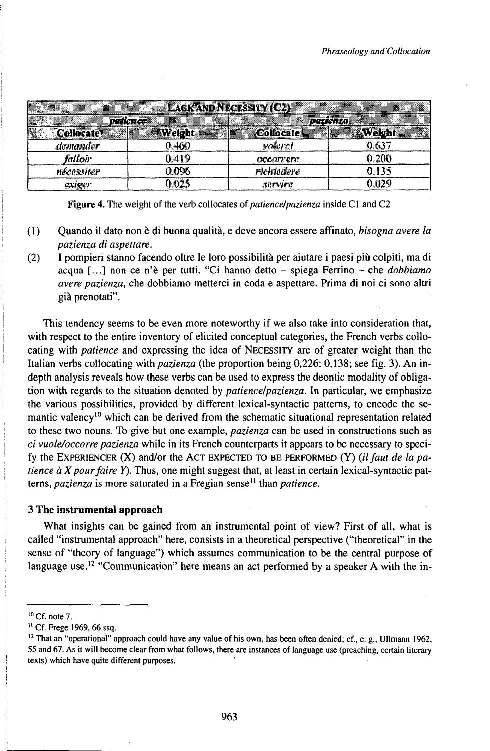| LACK AND NECESSITY (C2) | | | |
|---|---|---|---|
| *patience* | | *pazienza* | |
| Collocate | Weight | Collocate | Weight |
| *demander* | 0.460 | *volerci* | 0.637 |
| *falloir* | 0.419 | *occorrere* | 0.200 |
| *nécessiter* | 0.096 | *richiedere* | 0.135 |
| *exiger* | 0.025 | *servire* | 0.029 |

**Figure 4.** The weight of the verb collocates of *patience/pazienza* inside C1 and C2

(1) Quando il dato non è di buona qualità, e deve ancora essere affinato, *bisogna avere la pazienza di aspettare.*

(2) I pompieri stanno facendo oltre le loro possibilità per aiutare i paesi più colpiti, ma di acqua [...] non ce n'è per tutti. "Ci hanno detto – spiega Ferrino – che *dobbiamo avere pazienza*, che dobbiamo metterci in coda e aspettare. Prima di noi ci sono altri già prenotati".

This tendency seems to be even more noteworthy if we also take into consideration that, with respect to the entire inventory of elicited conceptual categories, the French verbs collocating with *patience* and expressing the idea of NECESSITY are of greater weight than the Italian verbs collocating with *pazienza* (the proportion being 0,226: 0,138; see fig. 3). An in-depth analysis reveals how these verbs can be used to express the deontic modality of obligation with regards to the situation denoted by *patience/pazienza*. In particular, we emphasize the various possibilities, provided by different lexical-syntactic patterns, to encode the semantic valency[10] which can be derived from the schematic situational representation related to these two nouns. To give but one example, *pazienza* can be used in constructions such as *ci vuole/occorre pazienza* while in its French counterparts it appears to be necessary to specify the EXPERIENCER (X) and/or the ACT EXPECTED TO BE PERFORMED (Y) (*il faut de la patience à X pour faire Y*). Thus, one might suggest that, at least in certain lexical-syntactic patterns, *pazienza* is more saturated in a Fregian sense[11] than *patience*.

### 3 The instrumental approach

What insights can be gained from an instrumental point of view? First of all, what is called "instrumental approach" here, consists in a theoretical perspective ("theoretical" in the sense of "theory of language") which assumes communication to be the central purpose of language use.[12] "Communication" here means an act performed by a speaker A with the in-

---

[10] Cf. note 7.

[11] Cf. Frege 1969, 66 ssq.

[12] That an "operational" approach could have any value of his own, has been often denied; cf., e. g., Ullmann 1962, 55 and 67. As it will become clear from what follows, there are instances of language use (preaching, certain literary texts) which have quite different purposes.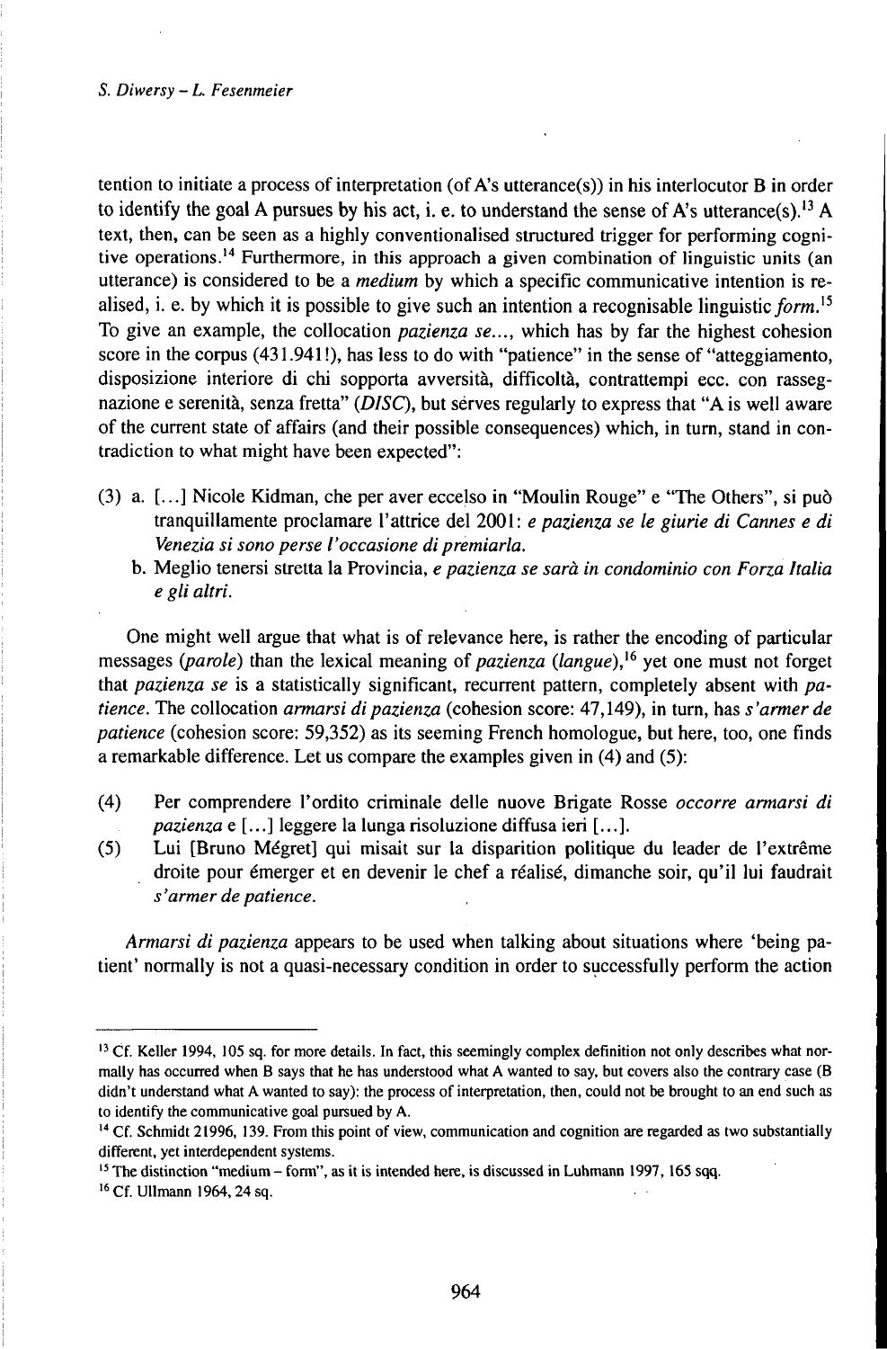tention to initiate a process of interpretation (of A's utterance(s)) in his interlocutor B in order to identify the goal A pursues by his act, i. e. to understand the sense of A's utterance(s).[13] A text, then, can be seen as a highly conventionalised structured trigger for performing cognitive operations.[14] Furthermore, in this approach a given combination of linguistic units (an utterance) is considered to be a *medium* by which a specific communicative intention is realised, i. e. by which it is possible to give such an intention a recognisable linguistic *form*.[15] To give an example, the collocation *pazienza se...*, which has by far the highest cohesion score in the corpus (431.941!), has less to do with "patience" in the sense of "atteggiamento, disposizione interiore di chi sopporta avversità, difficoltà, contrattempi ecc. con rassegnazione e serenità, senza fretta" (*DISC*), but serves regularly to express that "A is well aware of the current state of affairs (and their possible consequences) which, in turn, stand in contradiction to what might have been expected":

(3) a. [...] Nicole Kidman, che per aver eccelso in "Moulin Rouge" e "The Others", si può tranquillamente proclamare l'attrice del 2001: *e pazienza se le giurie di Cannes e di Venezia si sono perse l'occasione di premiarla.*
b. Meglio tenersi stretta la Provincia, *e pazienza se sarà in condominio con Forza Italia e gli altri.*

One might well argue that what is of relevance here, is rather the encoding of particular messages (*parole*) than the lexical meaning of *pazienza* (*langue*),[16] yet one must not forget that *pazienza se* is a statistically significant, recurrent pattern, completely absent with *patience*. The collocation *armarsi di pazienza* (cohesion score: 47,149), in turn, has *s'armer de patience* (cohesion score: 59,352) as its seeming French homologue, but here, too, one finds a remarkable difference. Let us compare the examples given in (4) and (5):

(4) Per comprendere l'ordito criminale delle nuove Brigate Rosse *occorre armarsi di pazienza* e [...] leggere la lunga risoluzione diffusa ieri [...].

(5) Lui [Bruno Mégret] qui misait sur la disparition politique du leader de l'extrême droite pour émerger et en devenir le chef a réalisé, dimanche soir, qu'il lui faudrait *s'armer de patience*.

*Armarsi di pazienza* appears to be used when talking about situations where 'being patient' normally is not a quasi-necessary condition in order to successfully perform the action

---

[13] Cf. Keller 1994, 105 sq. for more details. In fact, this seemingly complex definition not only describes what normally has occurred when B says that he has understood what A wanted to say, but covers also the contrary case (B didn't understand what A wanted to say): the process of interpretation, then, could not be brought to an end such as to identify the communicative goal pursued by A.

[14] Cf. Schmidt 21996, 139. From this point of view, communication and cognition are regarded as two substantially different, yet interdependent systems.

[15] The distinction "medium – form", as it is intended here, is discussed in Luhmann 1997, 165 sqq.

[16] Cf. Ullmann 1964, 24 sq.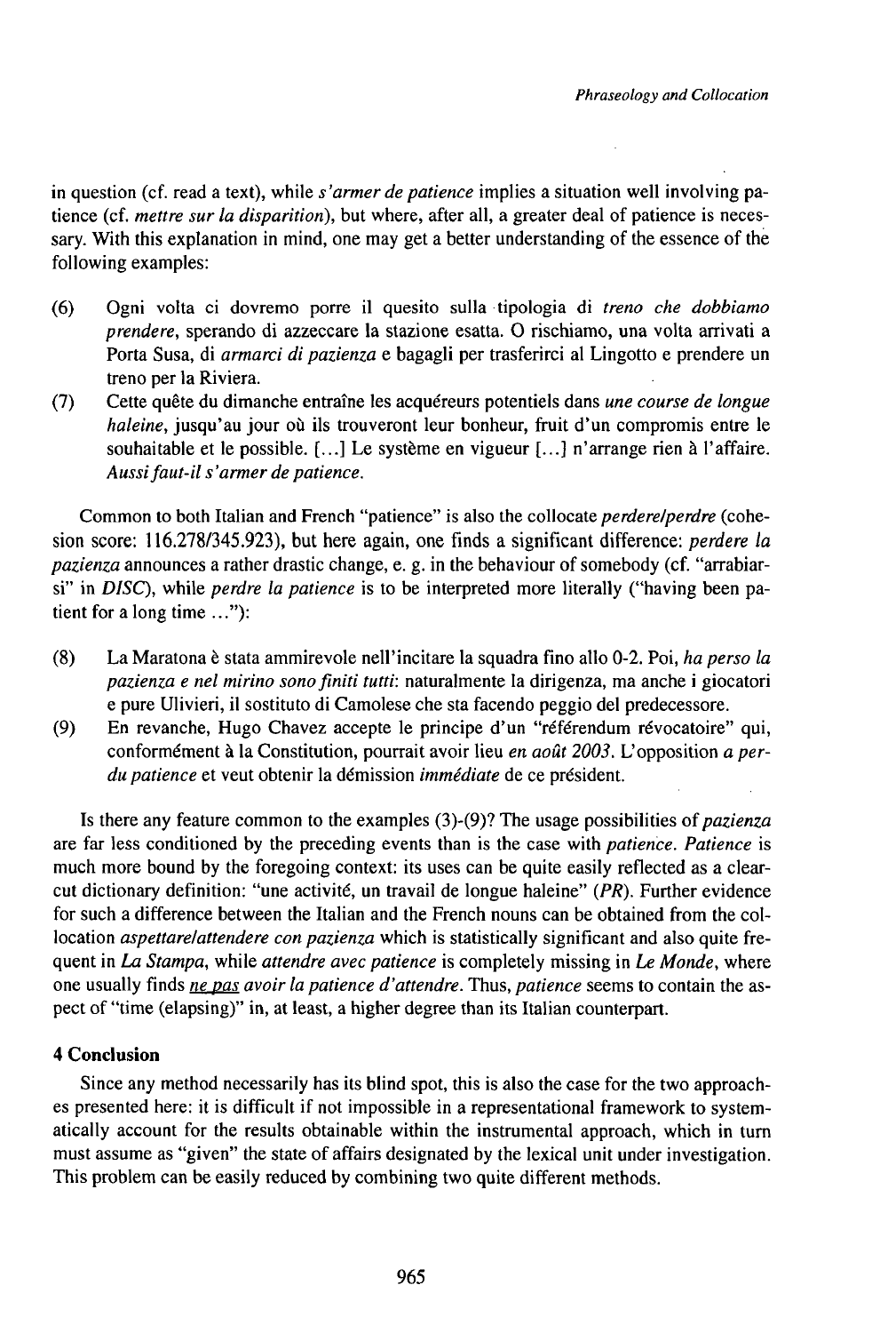in question (cf. read a text), while *s'armer de patience* implies a situation well involving patience (cf. *mettre sur la disparition*), but where, after all, a greater deal of patience is necessary. With this explanation in mind, one may get a better understanding of the essence of the following examples:

(6) Ogni volta ci dovremo porre il quesito sulla tipologia di *treno che dobbiamo prendere*, sperando di azzeccare la stazione esatta. O rischiamo, una volta arrivati a Porta Susa, di *armarci di pazienza* e bagagli per trasferirci al Lingotto e prendere un treno per la Riviera.

(7) Cette quête du dimanche entraîne les acquéreurs potentiels dans *une course de longue haleine*, jusqu'au jour où ils trouveront leur bonheur, fruit d'un compromis entre le souhaitable et le possible. [...] Le système en vigueur [...] n'arrange rien à l'affaire. *Aussi faut-il s'armer de patience.*

Common to both Italian and French "patience" is also the collocate *perdere/perdre* (cohesion score: 116.278/345.923), but here again, one finds a significant difference: *perdere la pazienza* announces a rather drastic change, e. g. in the behaviour of somebody (cf. "arrabiarsi" in *DISC*), while *perdre la patience* is to be interpreted more literally ("having been patient for a long time ..."):

(8) La Maratona è stata ammirevole nell'incitare la squadra fino allo 0-2. Poi, *ha perso la pazienza e nel mirino sono finiti tutti*: naturalmente la dirigenza, ma anche i giocatori e pure Ulivieri, il sostituto di Camolese che sta facendo peggio del predecessore.

(9) En revanche, Hugo Chavez accepte le principe d'un "référendum révocatoire" qui, conformément à la Constitution, pourrait avoir lieu *en août 2003*. L'opposition *a perdu patience* et veut obtenir la démission *immédiate* de ce président.

Is there any feature common to the examples (3)-(9)? The usage possibilities of *pazienza* are far less conditioned by the preceding events than is the case with *patience*. *Patience* is much more bound by the foregoing context: its uses can be quite easily reflected as a clear-cut dictionary definition: "une activité, un travail de longue haleine" (*PR*). Further evidence for such a difference between the Italian and the French nouns can be obtained from the collocation *aspettare/attendere con pazienza* which is statistically significant and also quite frequent in *La Stampa*, while *attendre avec patience* is completely missing in *Le Monde*, where one usually finds *<u>ne pas</u> avoir la patience d'attendre*. Thus, *patience* seems to contain the aspect of "time (elapsing)" in, at least, a higher degree than its Italian counterpart.

## 4 Conclusion

Since any method necessarily has its blind spot, this is also the case for the two approaches presented here: it is difficult if not impossible in a representational framework to systematically account for the results obtainable within the instrumental approach, which in turn must assume as "given" the state of affairs designated by the lexical unit under investigation. This problem can be easily reduced by combining two quite different methods.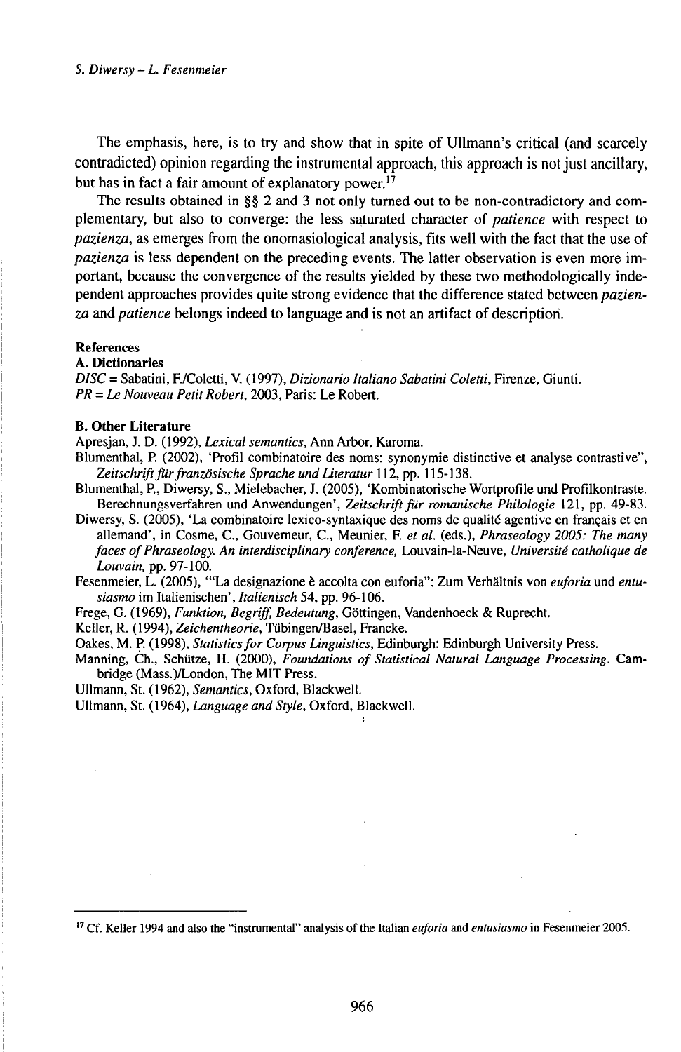The emphasis, here, is to try and show that in spite of Ullmann's critical (and scarcely contradicted) opinion regarding the instrumental approach, this approach is not just ancillary, but has in fact a fair amount of explanatory power.[17]

The results obtained in §§ 2 and 3 not only turned out to be non-contradictory and complementary, but also to converge: the less saturated character of *patience* with respect to *pazienza*, as emerges from the onomasiological analysis, fits well with the fact that the use of *pazienza* is less dependent on the preceding events. The latter observation is even more important, because the convergence of the results yielded by these two methodologically independent approaches provides quite strong evidence that the difference stated between *pazienza* and *patience* belongs indeed to language and is not an artifact of description.

**References**

**A. Dictionaries**

*DISC* = Sabatini, F./Coletti, V. (1997), *Dizionario Italiano Sabatini Coletti*, Firenze, Giunti.
*PR* = *Le Nouveau Petit Robert*, 2003, Paris: Le Robert.

**B. Other Literature**

Apresjan, J. D. (1992), *Lexical semantics*, Ann Arbor, Karoma.

Blumenthal, P. (2002), 'Profil combinatoire des noms: synonymie distinctive et analyse contrastive", *Zeitschrift für französische Sprache und Literatur* 112, pp. 115-138.

Blumenthal, P., Diwersy, S., Mielebacher, J. (2005), 'Kombinatorische Wortprofile und Profilkontraste. Berechnungsverfahren und Anwendungen', *Zeitschrift für romanische Philologie* 121, pp. 49-83.

Diwersy, S. (2005), 'La combinatoire lexico-syntaxique des noms de qualité agentive en français et en allemand', in Cosme, C., Gouverneur, C., Meunier, F. *et al.* (eds.), *Phraseology 2005: The many faces of Phraseology. An interdisciplinary conference,* Louvain-la-Neuve, *Université catholique de Louvain,* pp. 97-100.

Fesenmeier, L. (2005), '"La designazione è accolta con euforia": Zum Verhältnis von *euforia* und *entusiasmo* im Italienischen', *Italienisch* 54, pp. 96-106.

Frege, G. (1969), *Funktion, Begriff, Bedeutung*, Göttingen, Vandenhoeck & Ruprecht.

Keller, R. (1994), *Zeichentheorie*, Tübingen/Basel, Francke.

Oakes, M. P. (1998), *Statistics for Corpus Linguistics*, Edinburgh: Edinburgh University Press.

Manning, Ch., Schütze, H. (2000), *Foundations of Statistical Natural Language Processing*. Cambridge (Mass.)/London, The MIT Press.

Ullmann, St. (1962), *Semantics*, Oxford, Blackwell.

Ullmann, St. (1964), *Language and Style*, Oxford, Blackwell.

---

[17] Cf. Keller 1994 and also the "instrumental" analysis of the Italian *euforia* and *entusiasmo* in Fesenmeier 2005.